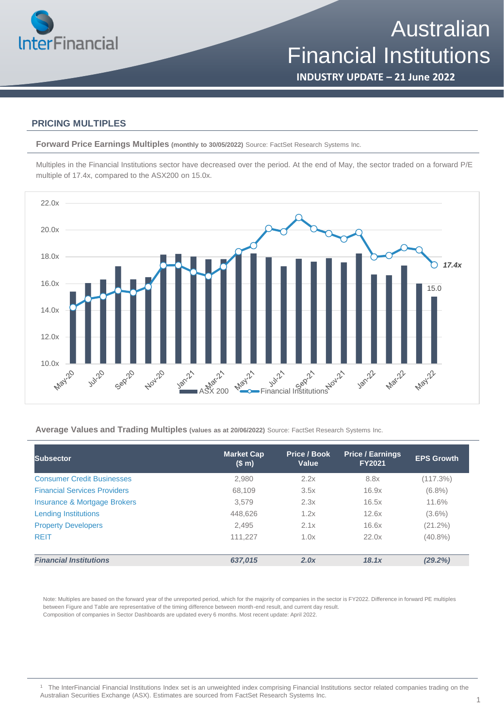# Australian Financial Institutions

**INDUSTRY UPDATE – 21 June 2022**

## PRICING MULTIPLES

**Forward Price Earnings Multiples (monthly to 30/05/2022)** Source: FactSet Research Systems Inc.

Multiples in the Financial Institutions sector have decreased over the period. At the end of May, the sector traded on a forward P/E multiple of 17.4x, compared to the ASX200 on 15.0x.

**Average Values and Trading Multiples (values as at 20/06/2022)** Source: FactSet Research Systems Inc.

| Subsector | Market Cap ($ m) | Price / Book Value | Price / Earnings FY2021 | EPS Growth |
|---|---|---|---|---|
| Consumer Credit Businesses | 2,980 | 2.2x | 8.8x | (117.3%) |
| Financial Services Providers | 68,109 | 3.5x | 16.9x | (6.8%) |
| Insurance & Mortgage Brokers | 3,579 | 2.3x | 16.5x | 11.6% |
| Lending Institutions | 448,626 | 1.2x | 12.6x | (3.6%) |
| Property Developers | 2,495 | 2.1x | 16.6x | (21.2%) |
| REIT | 111,227 | 1.0x | 22.0x | (40.8%) |
| ***Financial Institutions*** | ***637,015*** | ***2.0x*** | ***18.1x*** | ***(29.2%)*** |

Note: Multiples are based on the forward year of the unreported period, which for the majority of companies in the sector is FY2022. Difference in forward PE multiples between Figure and Table are representative of the timing difference between month-end result, and current day result.
Composition of companies in Sector Dashboards are updated every 6 months. Most recent update: April 2022.

[1] The InterFinancial Financial Institutions Index set is an unweighted index comprising Financial Institutions sector related companies trading on the Australian Securities Exchange (ASX). Estimates are sourced from FactSet Research Systems Inc.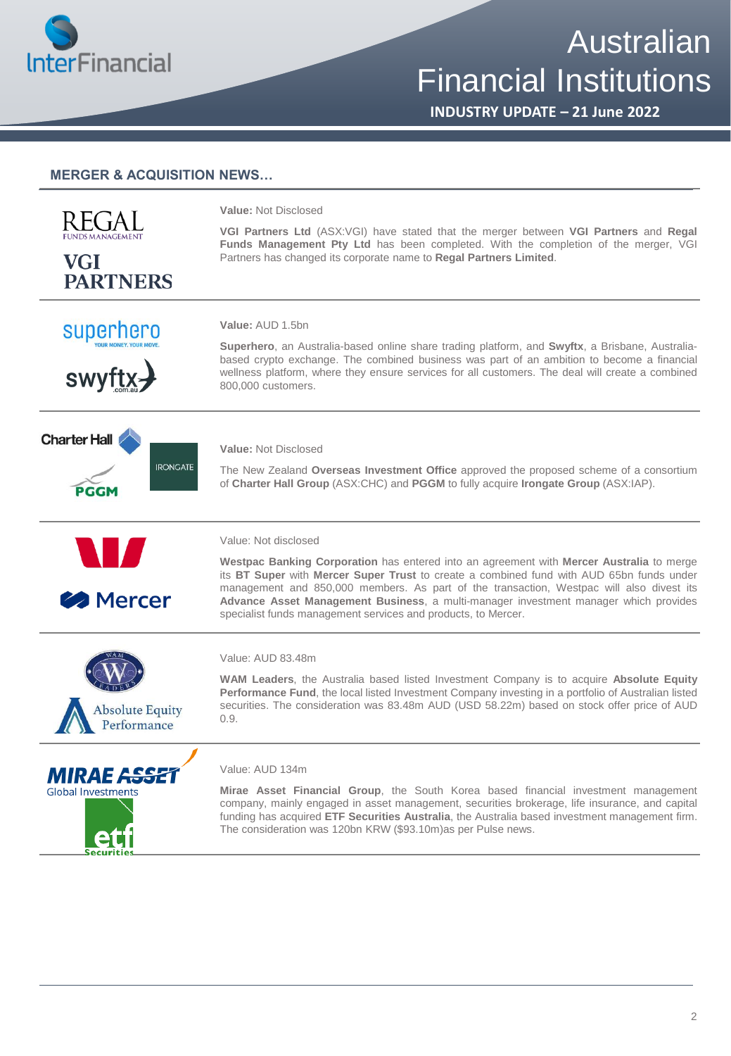## MERGER & ACQUISITION NEWS…

**Value:** Not Disclosed

**VGI Partners Ltd** (ASX:VGI) have stated that the merger between **VGI Partners** and **Regal Funds Management Pty Ltd** has been completed. With the completion of the merger, VGI Partners has changed its corporate name to **Regal Partners Limited**.

---

**Value:** AUD 1.5bn

**Superhero**, an Australia-based online share trading platform, and **Swyftx**, a Brisbane, Australia-based crypto exchange. The combined business was part of an ambition to become a financial wellness platform, where they ensure services for all customers. The deal will create a combined 800,000 customers.

---

**Value:** Not Disclosed

The New Zealand **Overseas Investment Office** approved the proposed scheme of a consortium of **Charter Hall Group** (ASX:CHC) and **PGGM** to fully acquire **Irongate Group** (ASX:IAP).

---

Value: Not disclosed

**Westpac Banking Corporation** has entered into an agreement with **Mercer Australia** to merge its **BT Super** with **Mercer Super Trust** to create a combined fund with AUD 65bn funds under management and 850,000 members. As part of the transaction, Westpac will also divest its **Advance Asset Management Business**, a multi-manager investment manager which provides specialist funds management services and products, to Mercer.

---

Value: AUD 83.48m

**WAM Leaders**, the Australia based listed Investment Company is to acquire **Absolute Equity Performance Fund**, the local listed Investment Company investing in a portfolio of Australian listed securities. The consideration was 83.48m AUD (USD 58.22m) based on stock offer price of AUD 0.9.

---

Value: AUD 134m

**Mirae Asset Financial Group**, the South Korea based financial investment management company, mainly engaged in asset management, securities brokerage, life insurance, and capital funding has acquired **ETF Securities Australia**, the Australia based investment management firm. The consideration was 120bn KRW ($93.10m)as per Pulse news.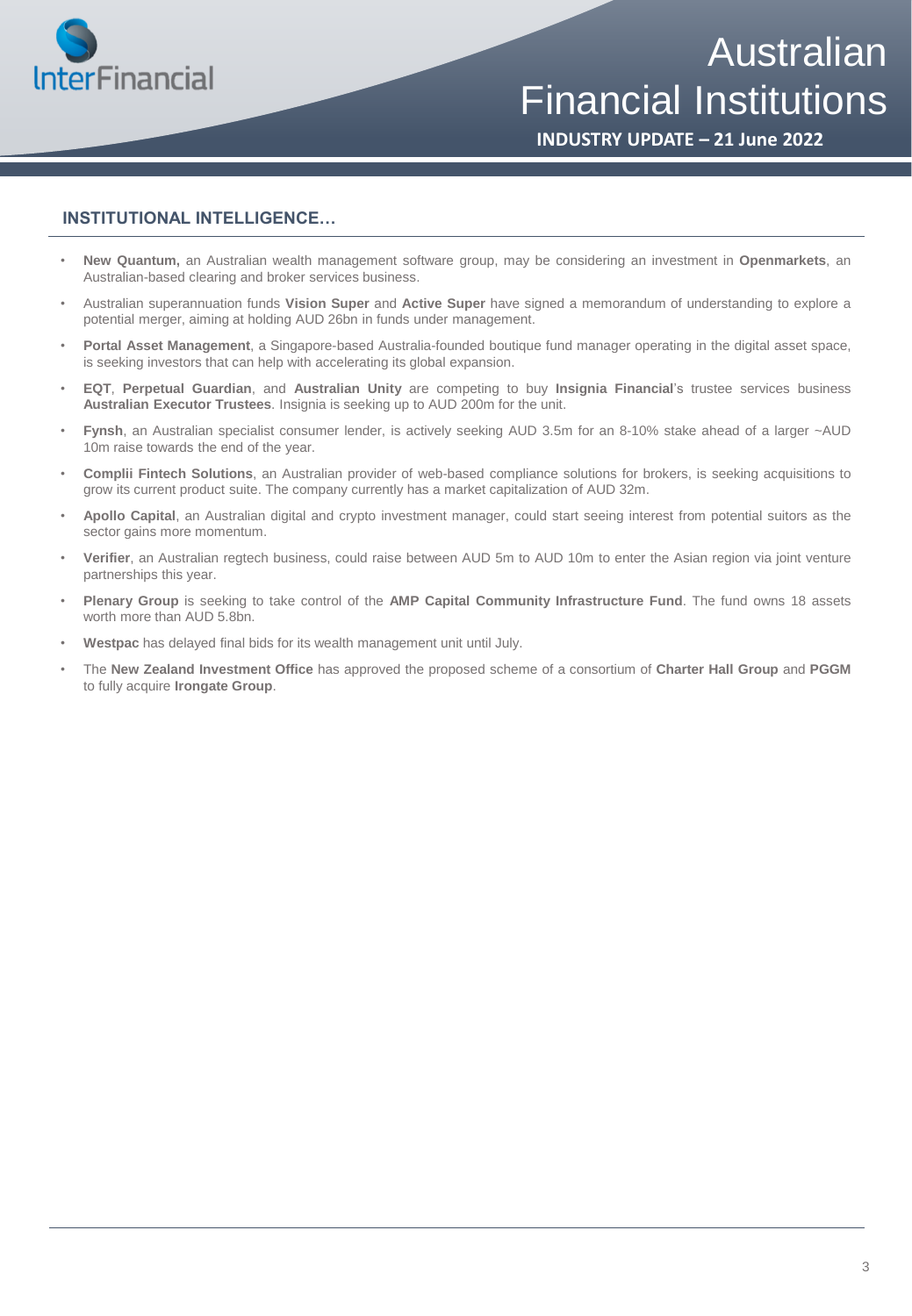## INSTITUTIONAL INTELLIGENCE…

- **New Quantum,** an Australian wealth management software group, may be considering an investment in **Openmarkets**, an Australian-based clearing and broker services business.
- Australian superannuation funds **Vision Super** and **Active Super** have signed a memorandum of understanding to explore a potential merger, aiming at holding AUD 26bn in funds under management.
- **Portal Asset Management**, a Singapore-based Australia-founded boutique fund manager operating in the digital asset space, is seeking investors that can help with accelerating its global expansion.
- **EQT**, **Perpetual Guardian**, and **Australian Unity** are competing to buy **Insignia Financial**'s trustee services business **Australian Executor Trustees**. Insignia is seeking up to AUD 200m for the unit.
- **Fynsh**, an Australian specialist consumer lender, is actively seeking AUD 3.5m for an 8-10% stake ahead of a larger ~AUD 10m raise towards the end of the year.
- **Complii Fintech Solutions**, an Australian provider of web-based compliance solutions for brokers, is seeking acquisitions to grow its current product suite. The company currently has a market capitalization of AUD 32m.
- **Apollo Capital**, an Australian digital and crypto investment manager, could start seeing interest from potential suitors as the sector gains more momentum.
- **Verifier**, an Australian regtech business, could raise between AUD 5m to AUD 10m to enter the Asian region via joint venture partnerships this year.
- **Plenary Group** is seeking to take control of the **AMP Capital Community Infrastructure Fund**. The fund owns 18 assets worth more than AUD 5.8bn.
- **Westpac** has delayed final bids for its wealth management unit until July.
- The **New Zealand Investment Office** has approved the proposed scheme of a consortium of **Charter Hall Group** and **PGGM** to fully acquire **Irongate Group**.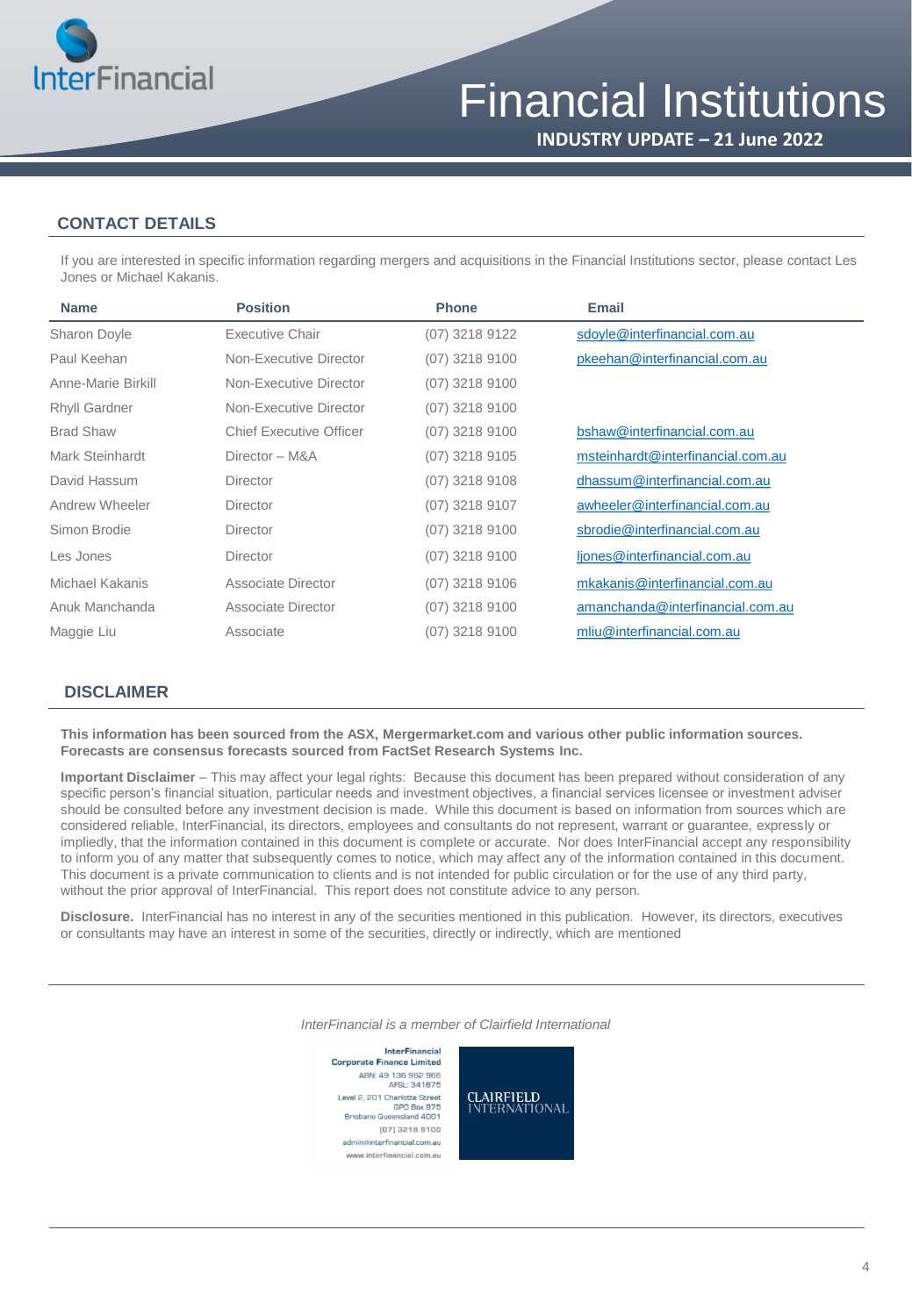## CONTACT DETAILS

If you are interested in specific information regarding mergers and acquisitions in the Financial Institutions sector, please contact Les Jones or Michael Kakanis.

| Name | Position | Phone | Email |
|---|---|---|---|
| Sharon Doyle | Executive Chair | (07) 3218 9122 | sdoyle@interfinancial.com.au |
| Paul Keehan | Non-Executive Director | (07) 3218 9100 | pkeehan@interfinancial.com.au |
| Anne-Marie Birkill | Non-Executive Director | (07) 3218 9100 | |
| Rhyll Gardner | Non-Executive Director | (07) 3218 9100 | |
| Brad Shaw | Chief Executive Officer | (07) 3218 9100 | bshaw@interfinancial.com.au |
| Mark Steinhardt | Director – M&A | (07) 3218 9105 | msteinhardt@interfinancial.com.au |
| David Hassum | Director | (07) 3218 9108 | dhassum@interfinancial.com.au |
| Andrew Wheeler | Director | (07) 3218 9107 | awheeler@interfinancial.com.au |
| Simon Brodie | Director | (07) 3218 9100 | sbrodie@interfinancial.com.au |
| Les Jones | Director | (07) 3218 9100 | ljones@interfinancial.com.au |
| Michael Kakanis | Associate Director | (07) 3218 9106 | mkakanis@interfinancial.com.au |
| Anuk Manchanda | Associate Director | (07) 3218 9100 | amanchanda@interfinancial.com.au |
| Maggie Liu | Associate | (07) 3218 9100 | mliu@interfinancial.com.au |

## DISCLAIMER

**This information has been sourced from the ASX, Mergermarket.com and various other public information sources. Forecasts are consensus forecasts sourced from FactSet Research Systems Inc.**

**Important Disclaimer** – This may affect your legal rights: Because this document has been prepared without consideration of any specific person's financial situation, particular needs and investment objectives, a financial services licensee or investment adviser should be consulted before any investment decision is made. While this document is based on information from sources which are considered reliable, InterFinancial, its directors, employees and consultants do not represent, warrant or guarantee, expressly or impliedly, that the information contained in this document is complete or accurate. Nor does InterFinancial accept any responsibility to inform you of any matter that subsequently comes to notice, which may affect any of the information contained in this document. This document is a private communication to clients and is not intended for public circulation or for the use of any third party, without the prior approval of InterFinancial. This report does not constitute advice to any person.

**Disclosure.** InterFinancial has no interest in any of the securities mentioned in this publication. However, its directors, executives or consultants may have an interest in some of the securities, directly or indirectly, which are mentioned

*InterFinancial is a member of Clairfield International*

**InterFinancial Corporate Finance Limited**
ABN: 49 136 962 966
AFSL: 341675
Level 2, 201 Charlotte Street
GPO Box 975
Brisbane Queensland 4001
(07) 3218 9100
admin@interfinancial.com.au
www.interfinancial.com.au

CLAIRFIELD INTERNATIONAL